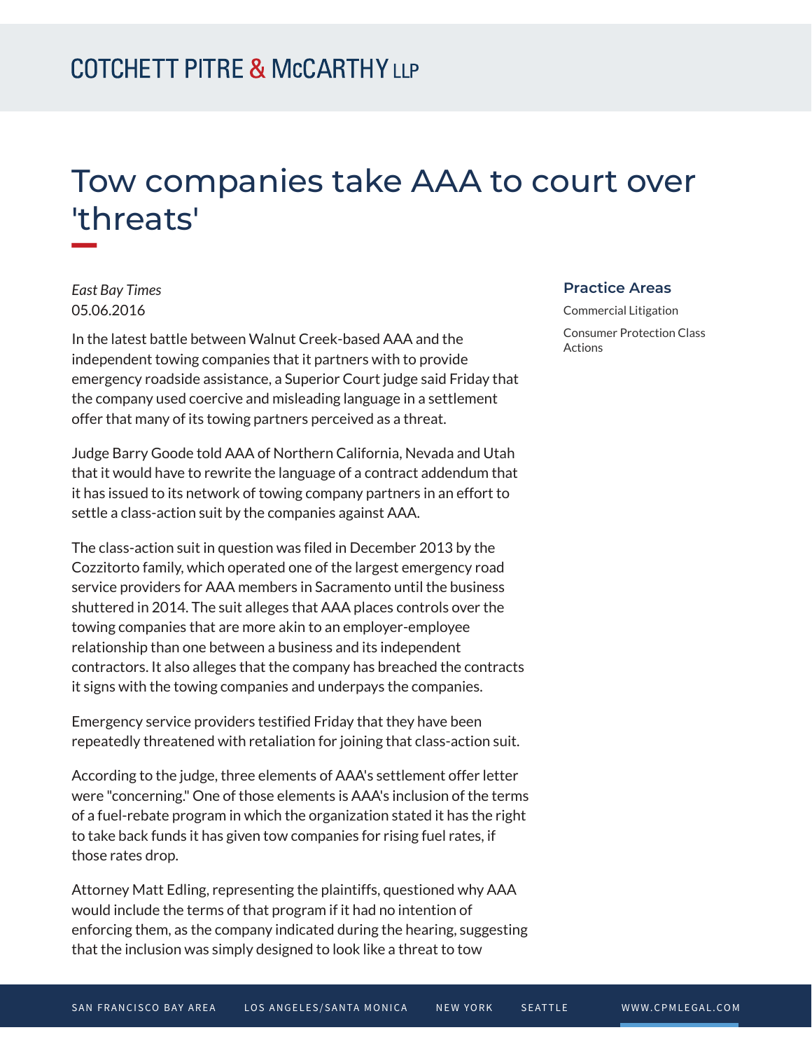# Tow companies take AAA to court over 'threats'

*East Bay Times*
05.06.2016

In the latest battle between Walnut Creek-based AAA and the independent towing companies that it partners with to provide emergency roadside assistance, a Superior Court judge said Friday that the company used coercive and misleading language in a settlement offer that many of its towing partners perceived as a threat.

Judge Barry Goode told AAA of Northern California, Nevada and Utah that it would have to rewrite the language of a contract addendum that it has issued to its network of towing company partners in an effort to settle a class-action suit by the companies against AAA.

The class-action suit in question was filed in December 2013 by the Cozzitorto family, which operated one of the largest emergency road service providers for AAA members in Sacramento until the business shuttered in 2014. The suit alleges that AAA places controls over the towing companies that are more akin to an employer-employee relationship than one between a business and its independent contractors. It also alleges that the company has breached the contracts it signs with the towing companies and underpays the companies.

Emergency service providers testified Friday that they have been repeatedly threatened with retaliation for joining that class-action suit.

According to the judge, three elements of AAA's settlement offer letter were "concerning." One of those elements is AAA's inclusion of the terms of a fuel-rebate program in which the organization stated it has the right to take back funds it has given tow companies for rising fuel rates, if those rates drop.

Attorney Matt Edling, representing the plaintiffs, questioned why AAA would include the terms of that program if it had no intention of enforcing them, as the company indicated during the hearing, suggesting that the inclusion was simply designed to look like a threat to tow

## Practice Areas

Commercial Litigation

Consumer Protection Class Actions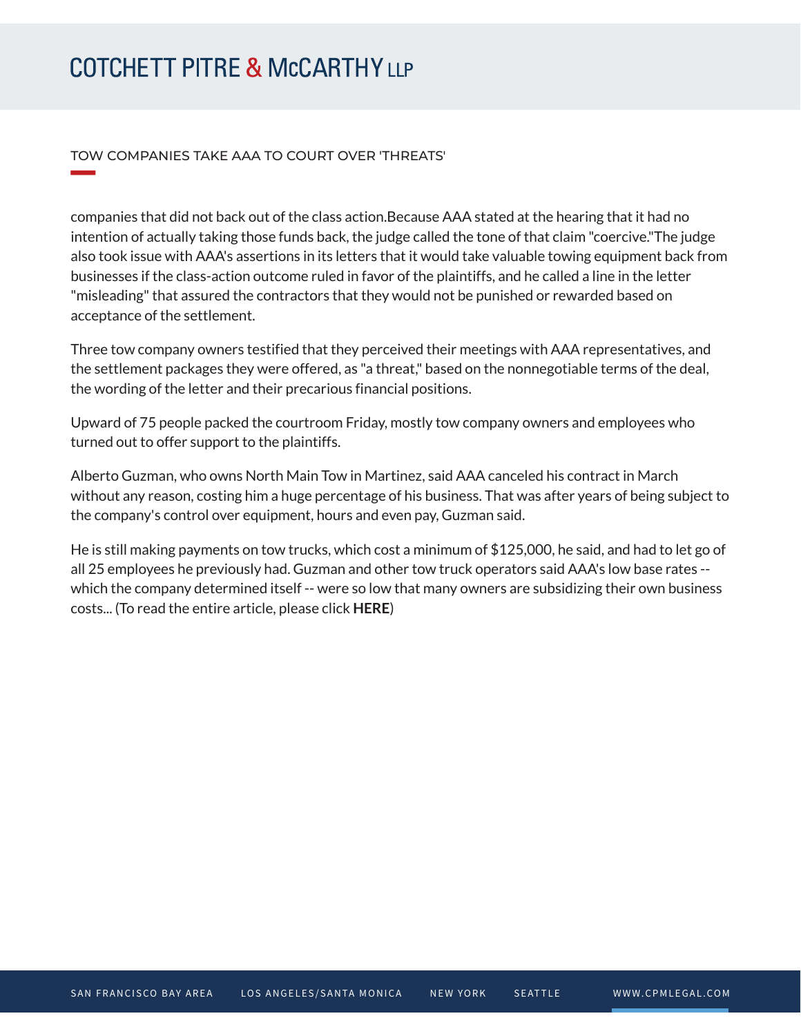companies that did not back out of the class action.Because AAA stated at the hearing that it had no intention of actually taking those funds back, the judge called the tone of that claim "coercive."The judge also took issue with AAA's assertions in its letters that it would take valuable towing equipment back from businesses if the class-action outcome ruled in favor of the plaintiffs, and he called a line in the letter "misleading" that assured the contractors that they would not be punished or rewarded based on acceptance of the settlement.

Three tow company owners testified that they perceived their meetings with AAA representatives, and the settlement packages they were offered, as "a threat," based on the nonnegotiable terms of the deal, the wording of the letter and their precarious financial positions.

Upward of 75 people packed the courtroom Friday, mostly tow company owners and employees who turned out to offer support to the plaintiffs.

Alberto Guzman, who owns North Main Tow in Martinez, said AAA canceled his contract in March without any reason, costing him a huge percentage of his business. That was after years of being subject to the company's control over equipment, hours and even pay, Guzman said.

He is still making payments on tow trucks, which cost a minimum of $125,000, he said, and had to let go of all 25 employees he previously had. Guzman and other tow truck operators said AAA's low base rates -- which the company determined itself -- were so low that many owners are subsidizing their own business costs... (To read the entire article, please click **HERE**)